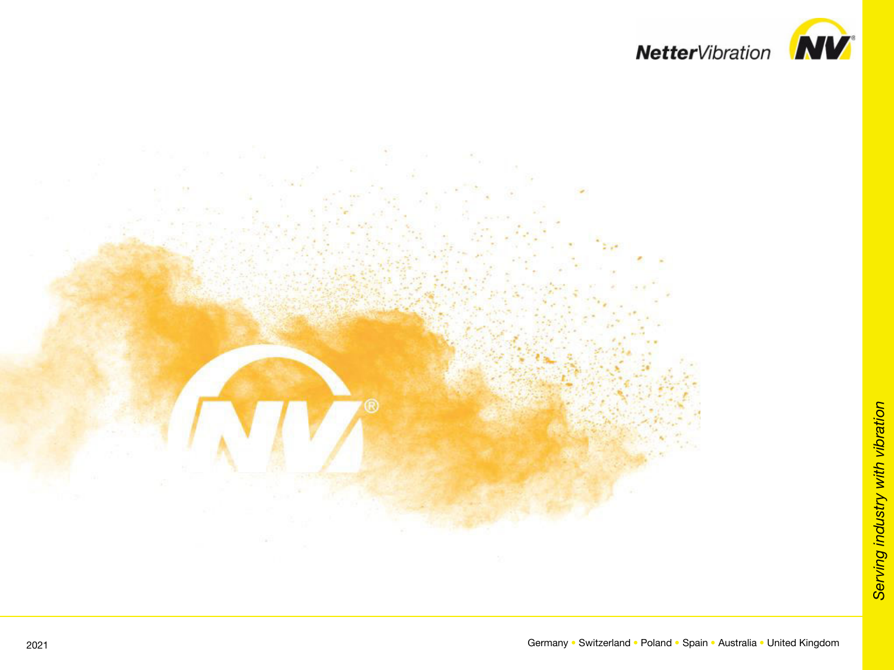**Netter**Vibration

*Serving industry with vibration*

2021

Germany • Switzerland • Poland • Spain • Australia • United Kingdom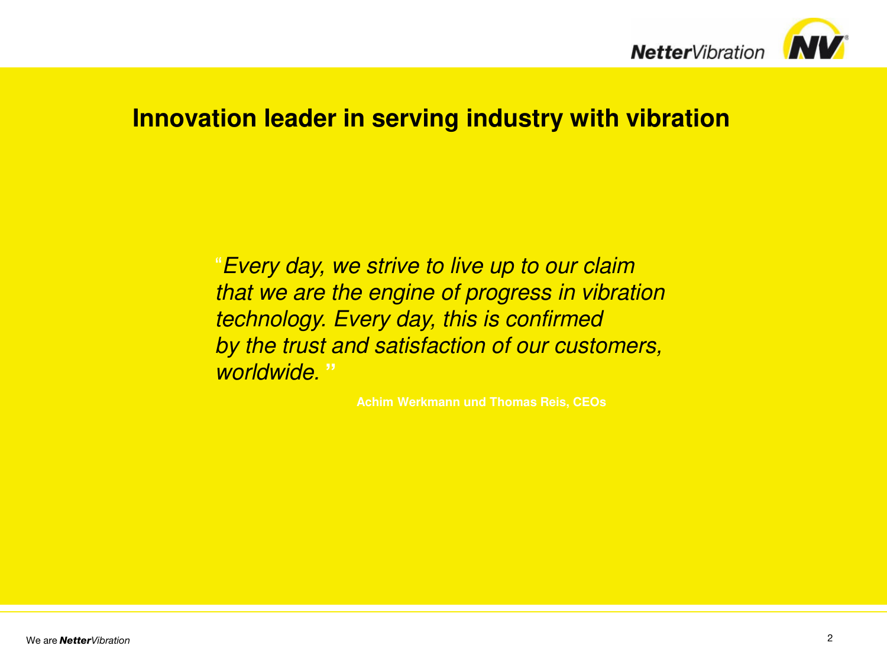# Innovation leader in serving industry with vibration

*"Every day, we strive to live up to our claim that we are the engine of progress in vibration technology. Every day, this is confirmed by the trust and satisfaction of our customers, worldwide."*

**Achim Werkmann und Thomas Reis, CEOs**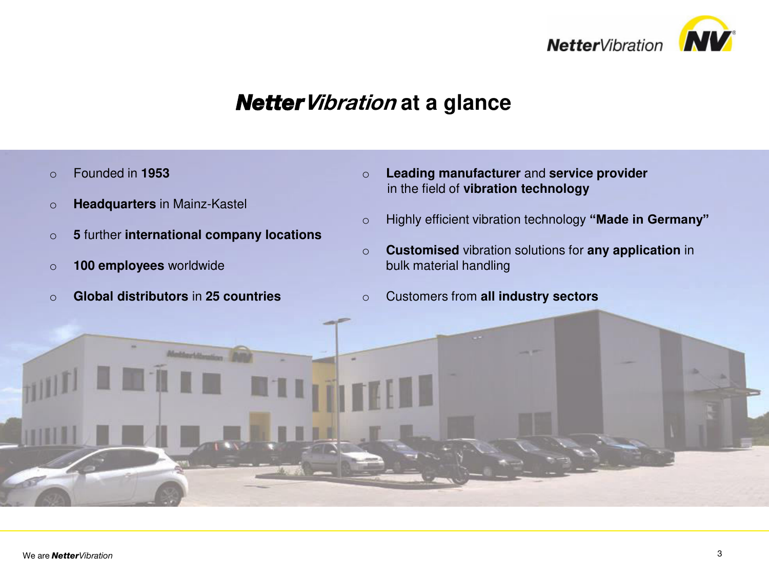# ***Netter****Vibration* at a glance

- Founded in **1953**
- **Headquarters** in Mainz-Kastel
- **5** further **international company locations**
- **100 employees** worldwide
- **Global distributors** in **25 countries**
- **Leading manufacturer** and **service provider** in the field of **vibration technology**
- Highly efficient vibration technology **"Made in Germany"**
- **Customised** vibration solutions for **any application** in bulk material handling
- Customers from **all industry sectors**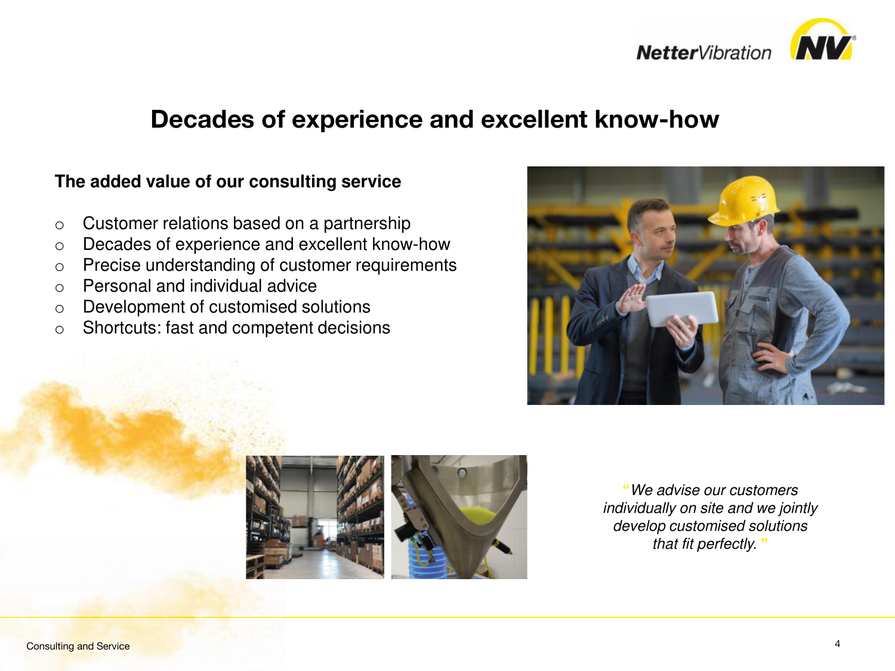# Decades of experience and excellent know-how

**The added value of our consulting service**

- Customer relations based on a partnership
- Decades of experience and excellent know-how
- Precise understanding of customer requirements
- Personal and individual advice
- Development of customised solutions
- Shortcuts: fast and competent decisions

*"We advise our customers individually on site and we jointly develop customised solutions that fit perfectly."*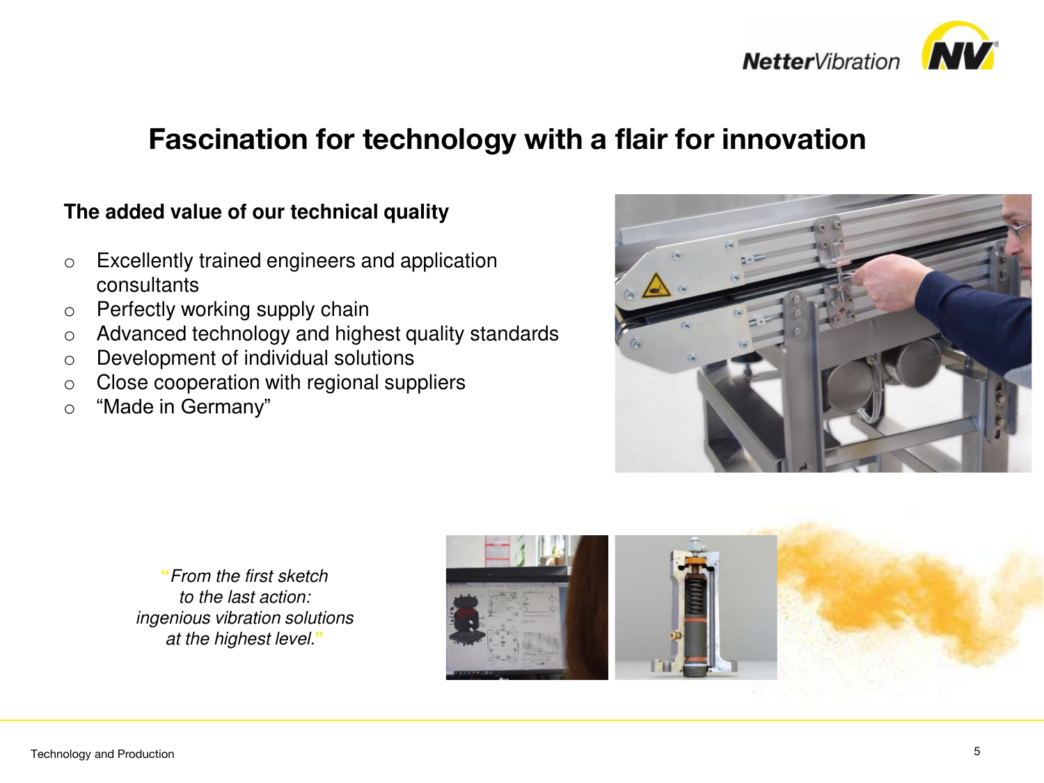# Fascination for technology with a flair for innovation

**The added value of our technical quality**

- Excellently trained engineers and application consultants
- Perfectly working supply chain
- Advanced technology and highest quality standards
- Development of individual solutions
- Close cooperation with regional suppliers
- “Made in Germany”

*“From the first sketch to the last action: ingenious vibration solutions at the highest level.”*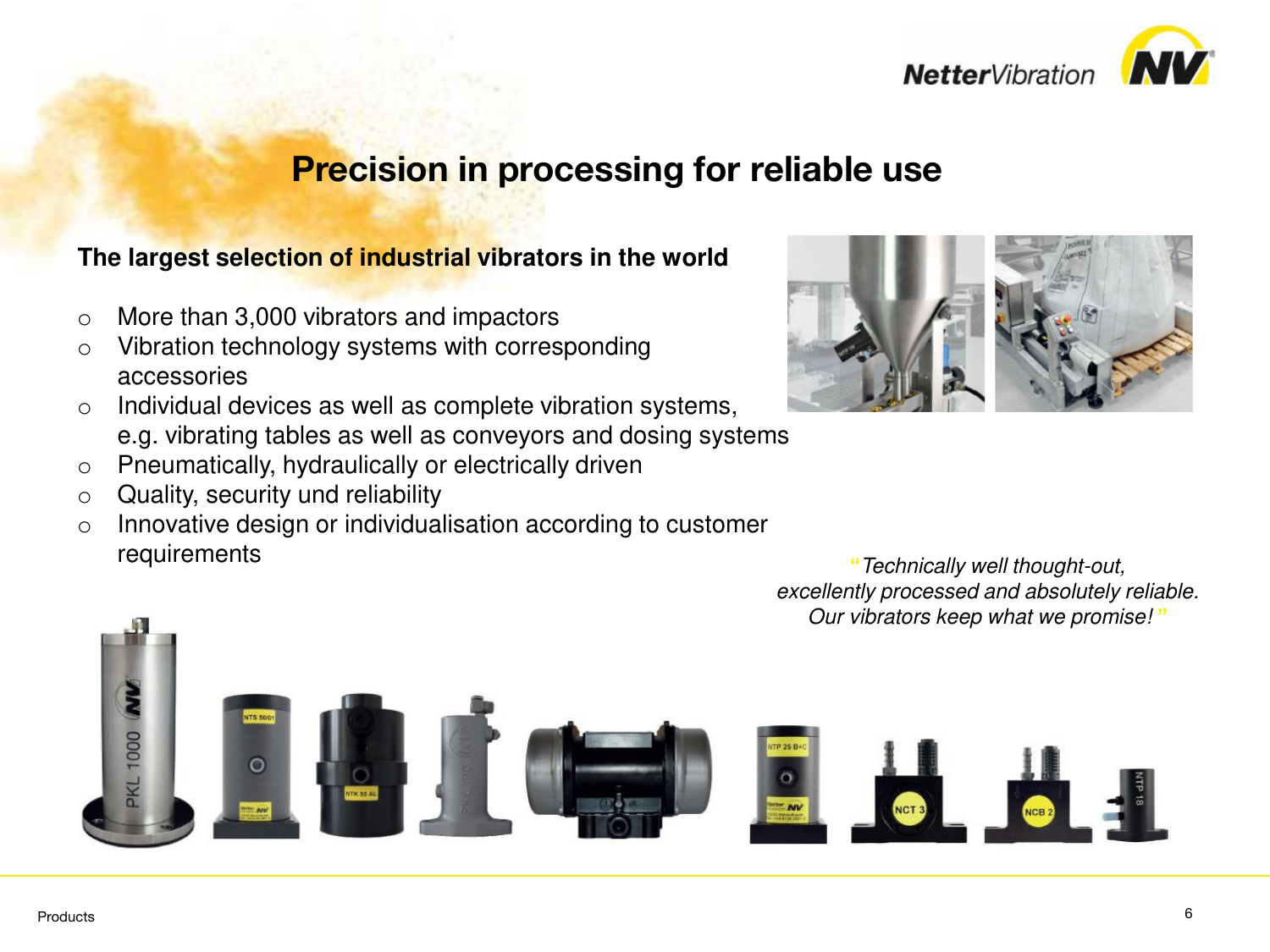# Precision in processing for reliable use

**The largest selection of industrial vibrators in the world**

- More than 3,000 vibrators and impactors
- Vibration technology systems with corresponding accessories
- Individual devices as well as complete vibration systems, e.g. vibrating tables as well as conveyors and dosing systems
- Pneumatically, hydraulically or electrically driven
- Quality, security und reliability
- Innovative design or individualisation according to customer requirements

*"Technically well thought-out, excellently processed and absolutely reliable. Our vibrators keep what we promise!"*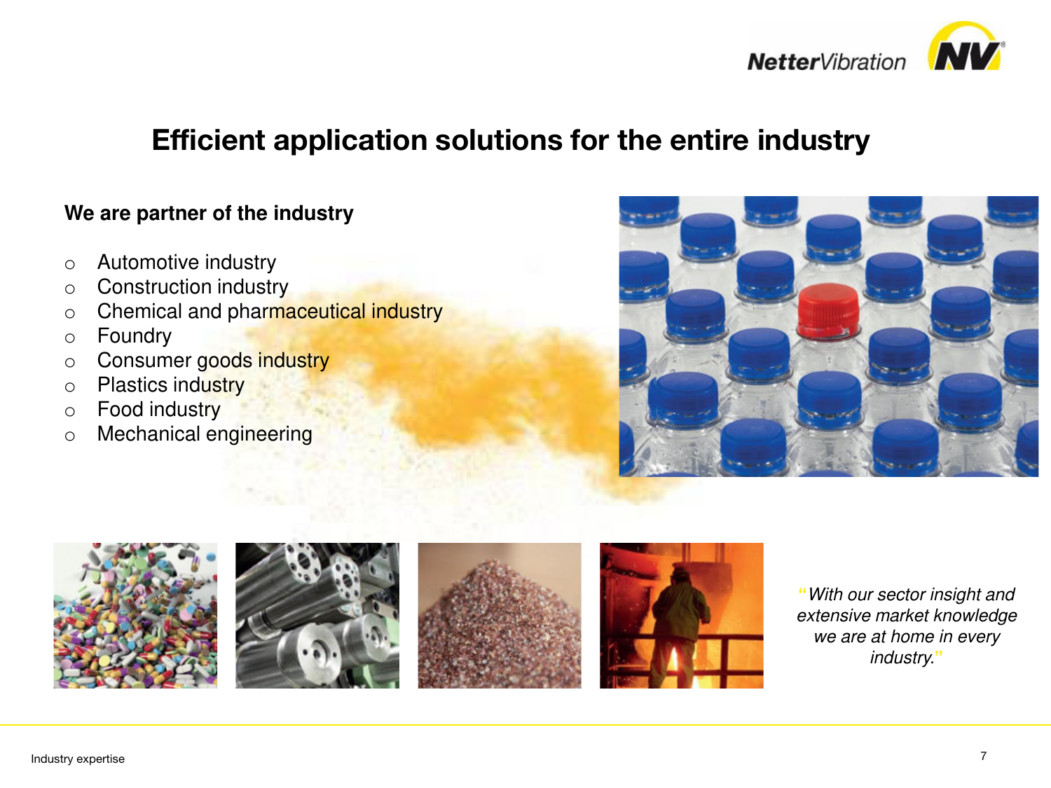# Efficient application solutions for the entire industry

**We are partner of the industry**

- Automotive industry
- Construction industry
- Chemical and pharmaceutical industry
- Foundry
- Consumer goods industry
- Plastics industry
- Food industry
- Mechanical engineering

*"With our sector insight and extensive market knowledge we are at home in every industry."*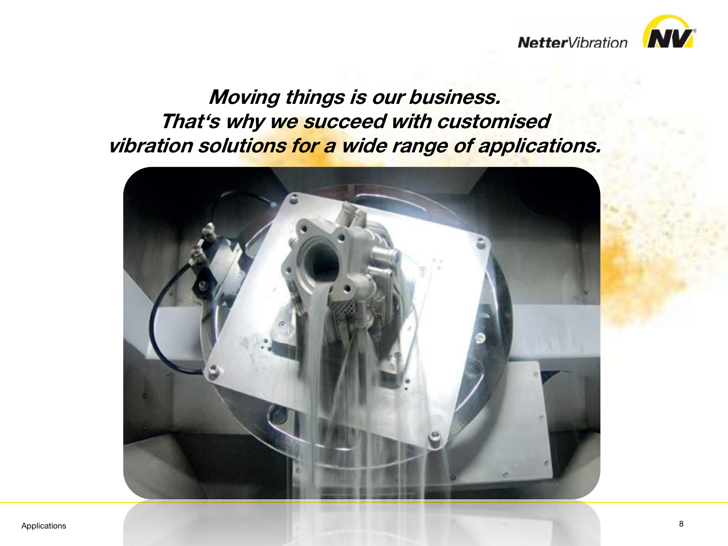***Moving things is our business.***
***That‘s why we succeed with customised vibration solutions for a wide range of applications.***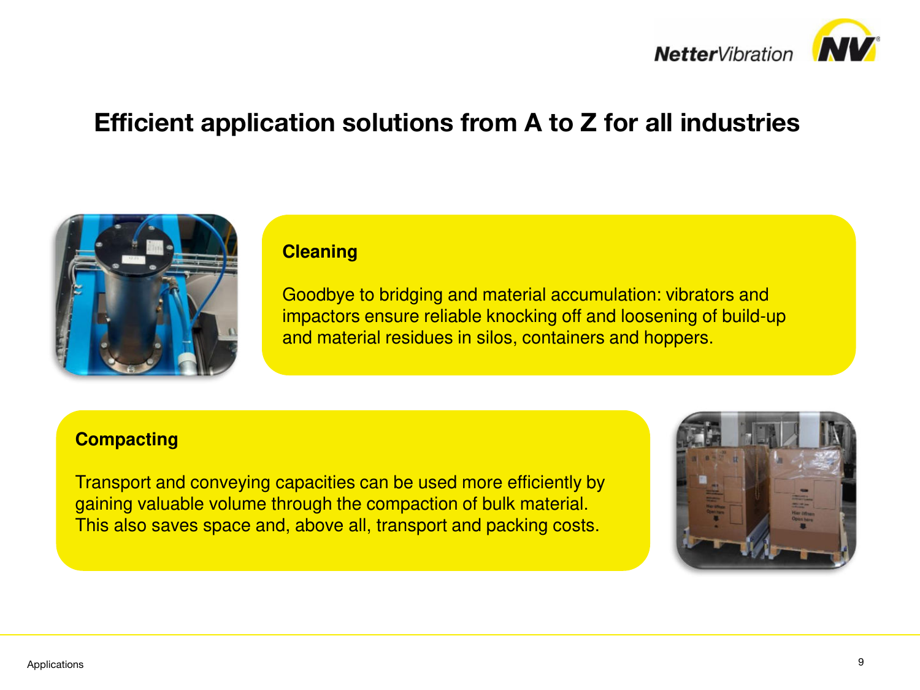# Efficient application solutions from A to Z for all industries

## Cleaning

Goodbye to bridging and material accumulation: vibrators and impactors ensure reliable knocking off and loosening of build-up and material residues in silos, containers and hoppers.

## Compacting

Transport and conveying capacities can be used more efficiently by gaining valuable volume through the compaction of bulk material. This also saves space and, above all, transport and packing costs.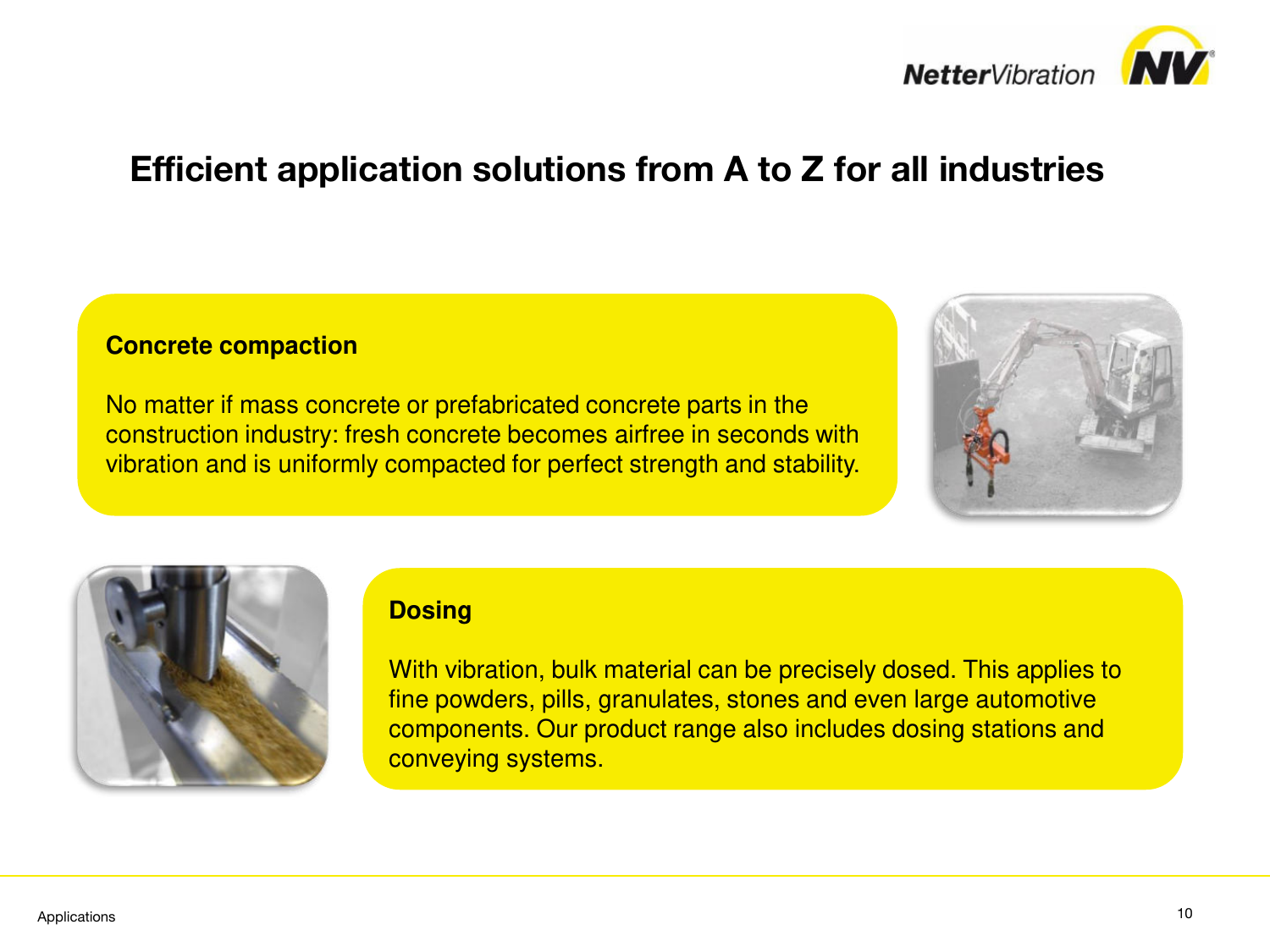# Efficient application solutions from A to Z for all industries

### Concrete compaction

No matter if mass concrete or prefabricated concrete parts in the construction industry: fresh concrete becomes airfree in seconds with vibration and is uniformly compacted for perfect strength and stability.

### Dosing

With vibration, bulk material can be precisely dosed. This applies to fine powders, pills, granulates, stones and even large automotive components. Our product range also includes dosing stations and conveying systems.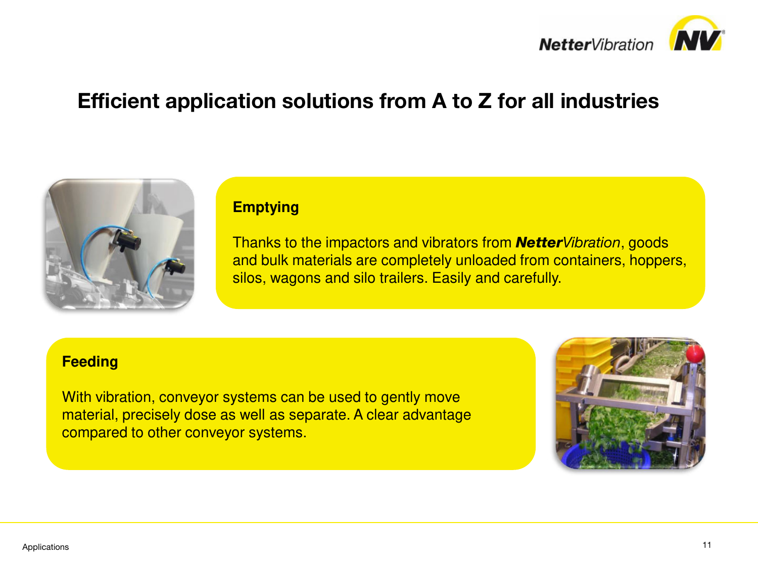# Efficient application solutions from A to Z for all industries

## Emptying

Thanks to the impactors and vibrators from ***Netter****Vibration*, goods and bulk materials are completely unloaded from containers, hoppers, silos, wagons and silo trailers. Easily and carefully.

## Feeding

With vibration, conveyor systems can be used to gently move material, precisely dose as well as separate. A clear advantage compared to other conveyor systems.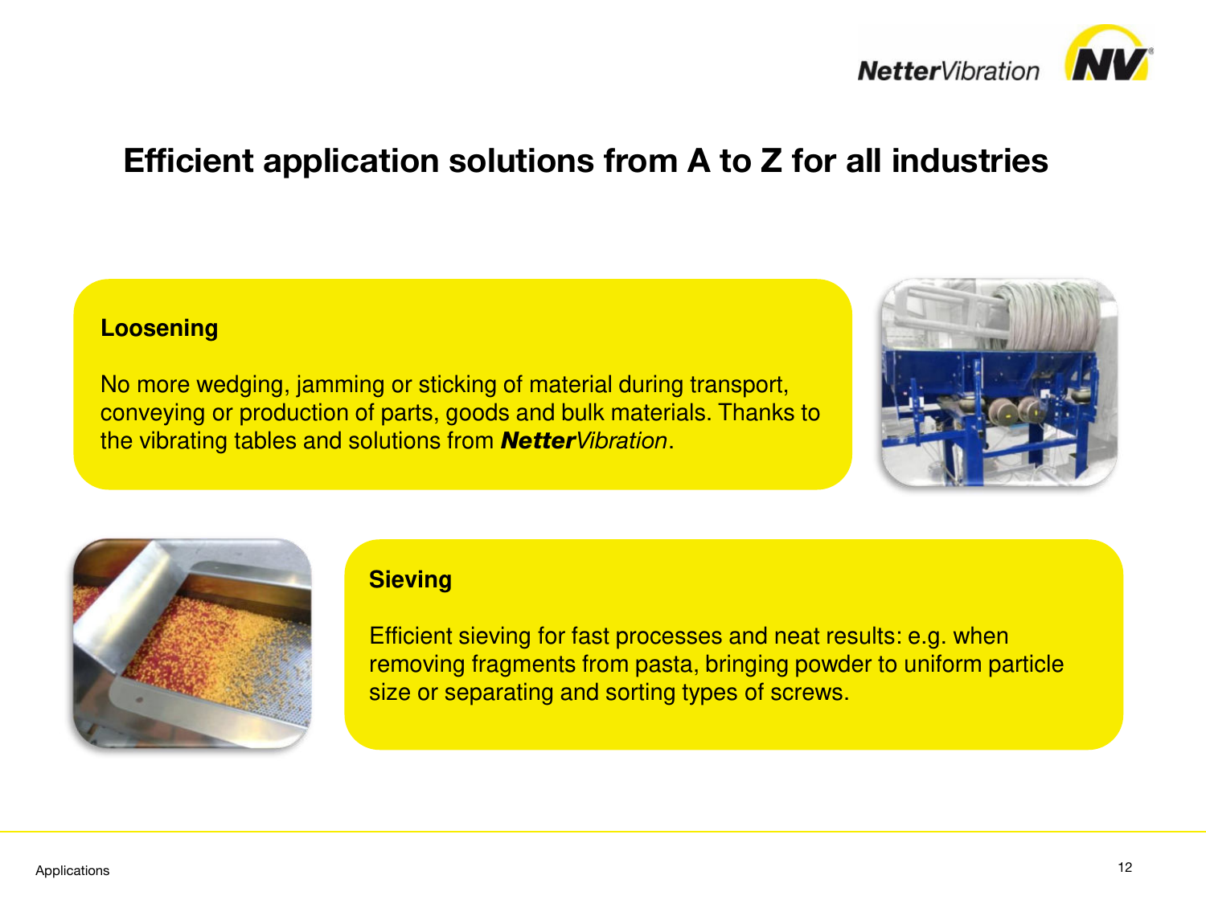# Efficient application solutions from A to Z for all industries

### Loosening

No more wedging, jamming or sticking of material during transport, conveying or production of parts, goods and bulk materials. Thanks to the vibrating tables and solutions from ***Netter****Vibration*.

### Sieving

Efficient sieving for fast processes and neat results: e.g. when removing fragments from pasta, bringing powder to uniform particle size or separating and sorting types of screws.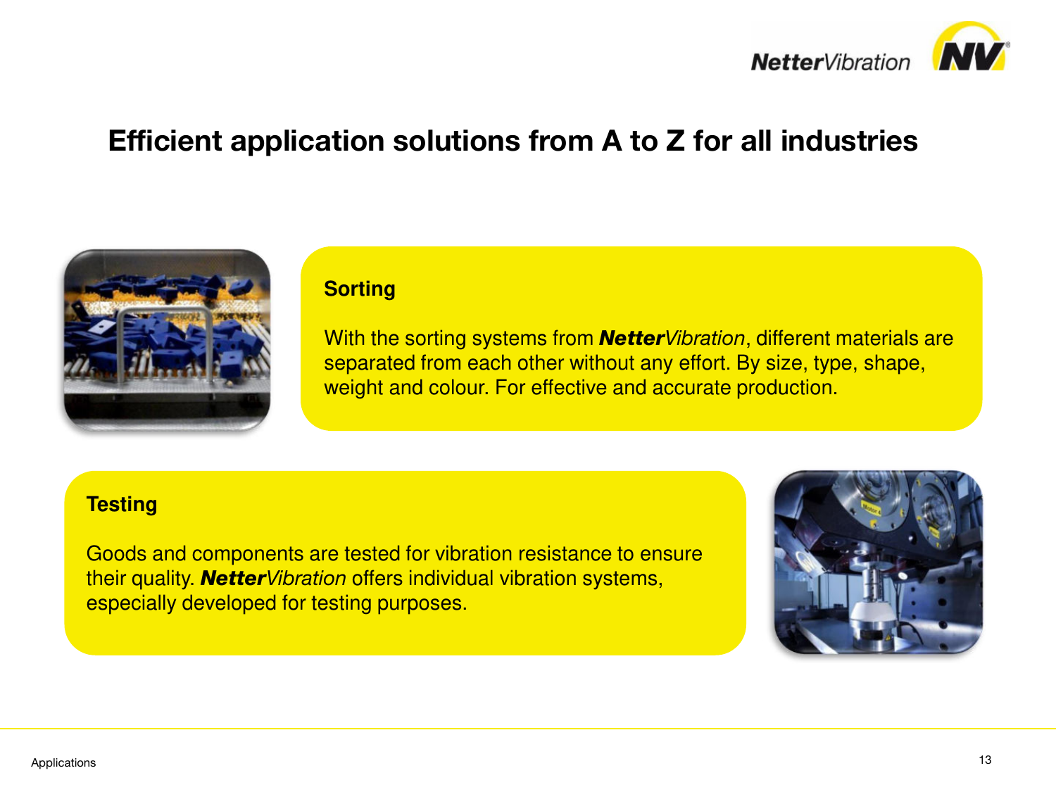# Efficient application solutions from A to Z for all industries

## Sorting

With the sorting systems from ***Netter****Vibration*, different materials are separated from each other without any effort. By size, type, shape, weight and colour. For effective and accurate production.

## Testing

Goods and components are tested for vibration resistance to ensure their quality. ***Netter****Vibration* offers individual vibration systems, especially developed for testing purposes.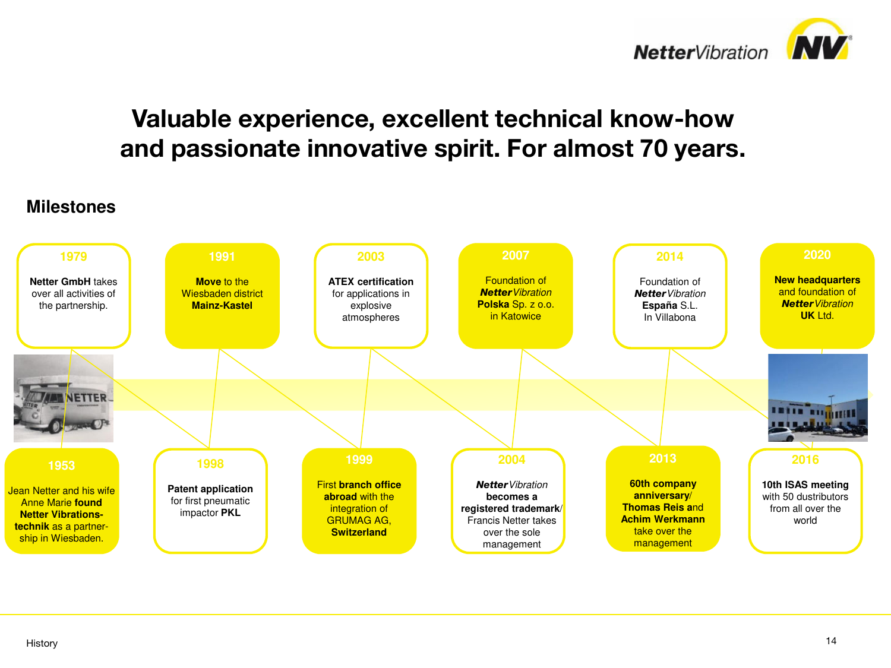# Valuable experience, excellent technical know-how and passionate innovative spirit. For almost 70 years.

## Milestones

**1953**
Jean Netter and his wife Anne Marie **found Netter Vibrations-technik** as a partner-ship in Wiesbaden.

**1979**
**Netter GmbH** takes over all activities of the partnership.

**1991**
**Move** to the Wiesbaden district **Mainz-Kastel**

**1998**
**Patent application** for first pneumatic impactor **PKL**

**1999**
First **branch office abroad** with the integration of GRUMAG AG, **Switzerland**

**2003**
**ATEX certification** for applications in explosive atmospheres

**2004**
***Netter**Vibration* **becomes a registered trademark**/ Francis Netter takes over the sole management

**2007**
Foundation of ***Netter**Vibration* **Polska** Sp. z o.o. in Katowice

**2013**
**60th company anniversary**/ **Thomas Reis** and **Achim Werkmann** take over the management

**2014**
Foundation of ***Netter**Vibration* **España** S.L. In Villabona

**2016**
**10th ISAS meeting** with 50 dustributors from all over the world

**2020**
**New headquarters** and foundation of ***Netter**Vibration* **UK** Ltd.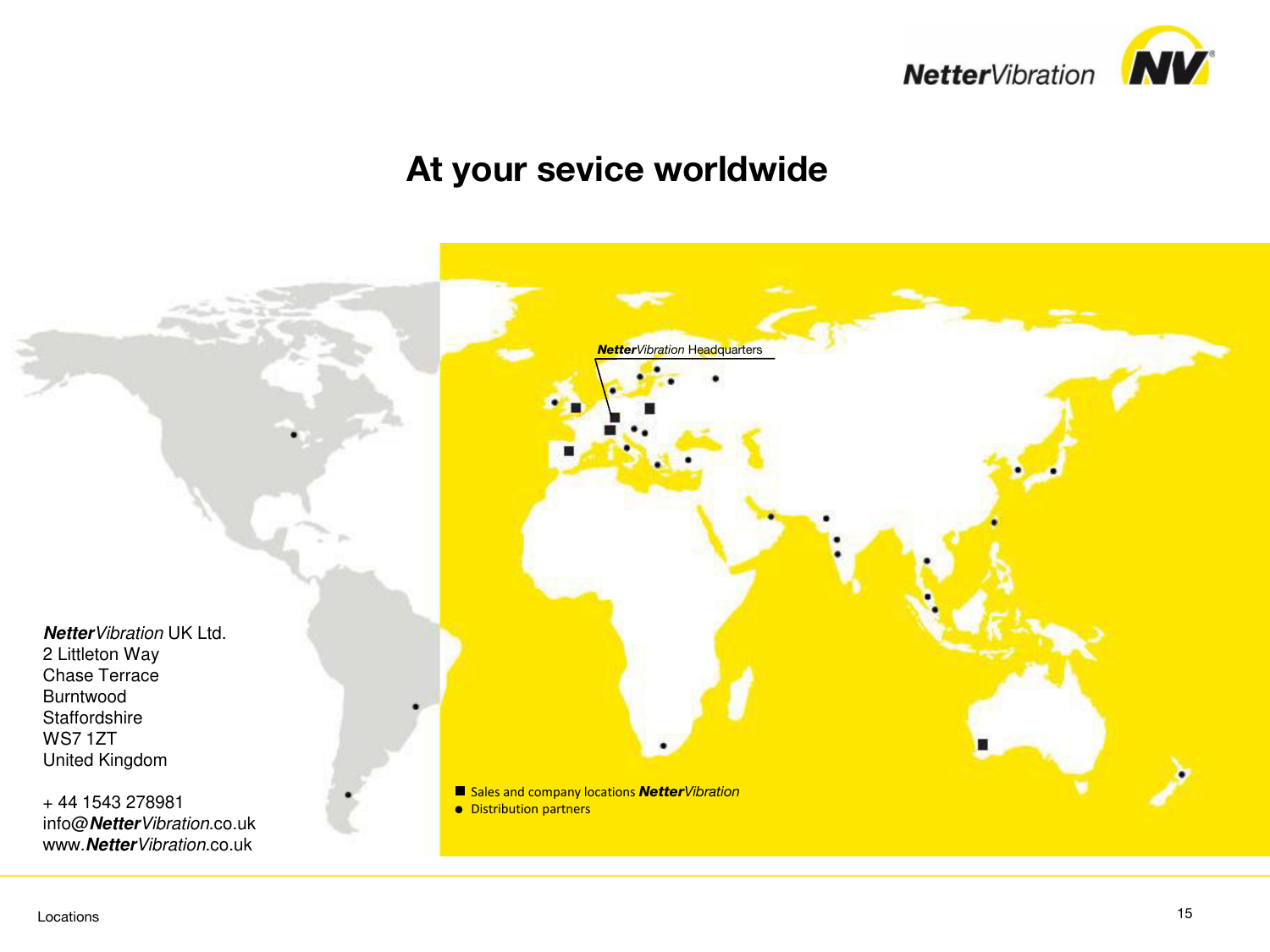# At your sevice worldwide

***Netter**Vibration* Headquarters

■ Sales and company locations ***Netter**Vibration*
● Distribution partners

***Netter**Vibration* UK Ltd.
2 Littleton Way
Chase Terrace
Burntwood
Staffordshire
WS7 1ZT
United Kingdom

+ 44 1543 278981
info@***Netter**Vibration*.co.uk
www.***Netter**Vibration*.co.uk

Locations